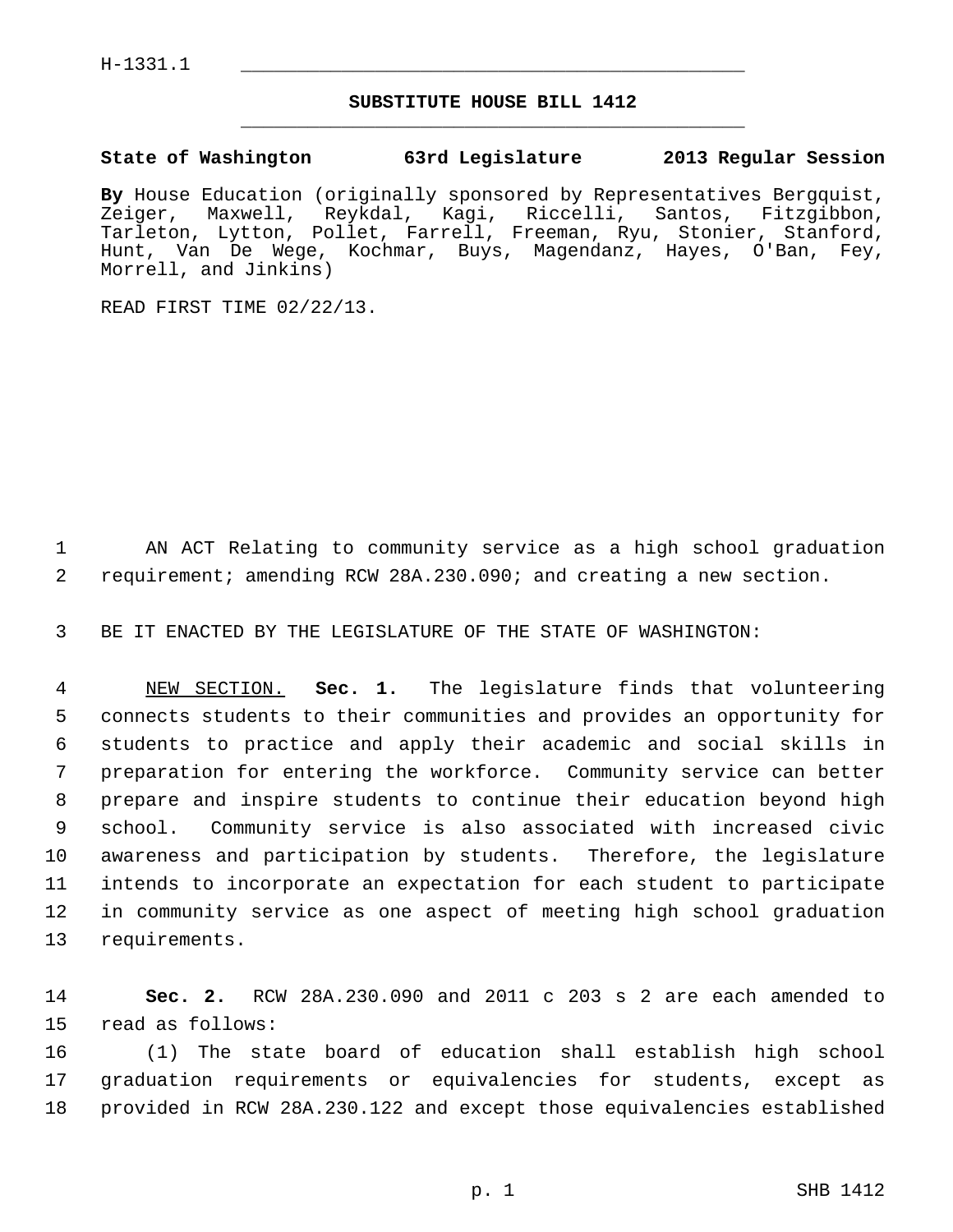H-1331.1

# SUBSTITUTE HOUSE BILL 1412

**State of Washington 63rd Legislature 2013 Regular Session**

**By** House Education (originally sponsored by Representatives Bergquist, Zeiger, Maxwell, Reykdal, Kagi, Riccelli, Santos, Fitzgibbon, Tarleton, Lytton, Pollet, Farrell, Freeman, Ryu, Stonier, Stanford, Hunt, Van De Wege, Kochmar, Buys, Magendanz, Hayes, O'Ban, Fey, Morrell, and Jinkins)

READ FIRST TIME 02/22/13.

AN ACT Relating to community service as a high school graduation requirement; amending RCW 28A.230.090; and creating a new section.

BE IT ENACTED BY THE LEGISLATURE OF THE STATE OF WASHINGTON:

NEW SECTION. **Sec. 1.** The legislature finds that volunteering connects students to their communities and provides an opportunity for students to practice and apply their academic and social skills in preparation for entering the workforce. Community service can better prepare and inspire students to continue their education beyond high school. Community service is also associated with increased civic awareness and participation by students. Therefore, the legislature intends to incorporate an expectation for each student to participate in community service as one aspect of meeting high school graduation requirements.

**Sec. 2.** RCW 28A.230.090 and 2011 c 203 s 2 are each amended to read as follows:

(1) The state board of education shall establish high school graduation requirements or equivalencies for students, except as provided in RCW 28A.230.122 and except those equivalencies established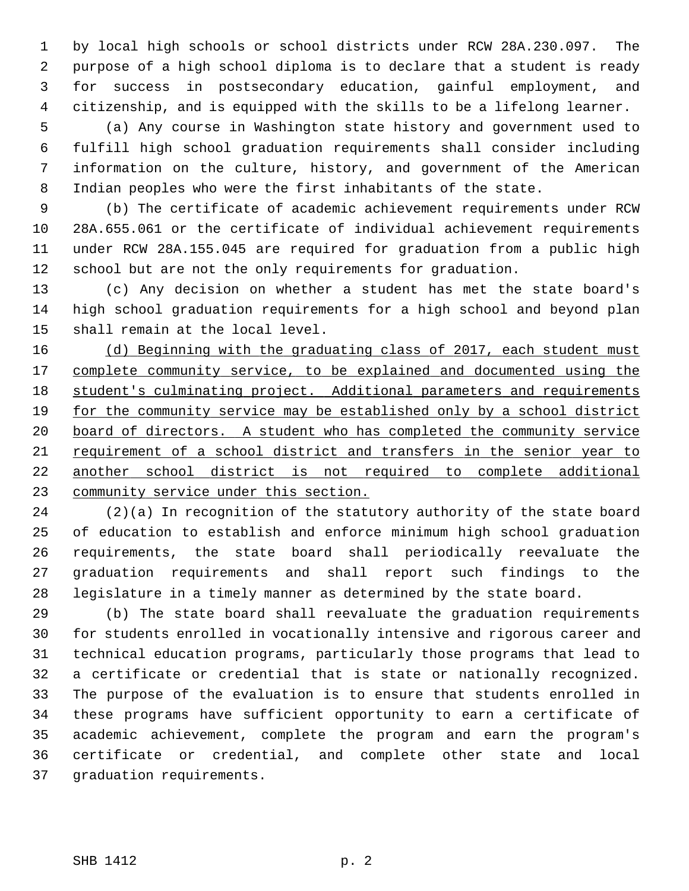by local high schools or school districts under RCW 28A.230.097. The purpose of a high school diploma is to declare that a student is ready for success in postsecondary education, gainful employment, and citizenship, and is equipped with the skills to be a lifelong learner.

(a) Any course in Washington state history and government used to fulfill high school graduation requirements shall consider including information on the culture, history, and government of the American Indian peoples who were the first inhabitants of the state.

(b) The certificate of academic achievement requirements under RCW 28A.655.061 or the certificate of individual achievement requirements under RCW 28A.155.045 are required for graduation from a public high school but are not the only requirements for graduation.

(c) Any decision on whether a student has met the state board's high school graduation requirements for a high school and beyond plan shall remain at the local level.

<u>(d) Beginning with the graduating class of 2017, each student must complete community service, to be explained and documented using the student's culminating project. Additional parameters and requirements for the community service may be established only by a school district board of directors. A student who has completed the community service requirement of a school district and transfers in the senior year to another school district is not required to complete additional community service under this section.</u>

(2)(a) In recognition of the statutory authority of the state board of education to establish and enforce minimum high school graduation requirements, the state board shall periodically reevaluate the graduation requirements and shall report such findings to the legislature in a timely manner as determined by the state board.

(b) The state board shall reevaluate the graduation requirements for students enrolled in vocationally intensive and rigorous career and technical education programs, particularly those programs that lead to a certificate or credential that is state or nationally recognized. The purpose of the evaluation is to ensure that students enrolled in these programs have sufficient opportunity to earn a certificate of academic achievement, complete the program and earn the program's certificate or credential, and complete other state and local graduation requirements.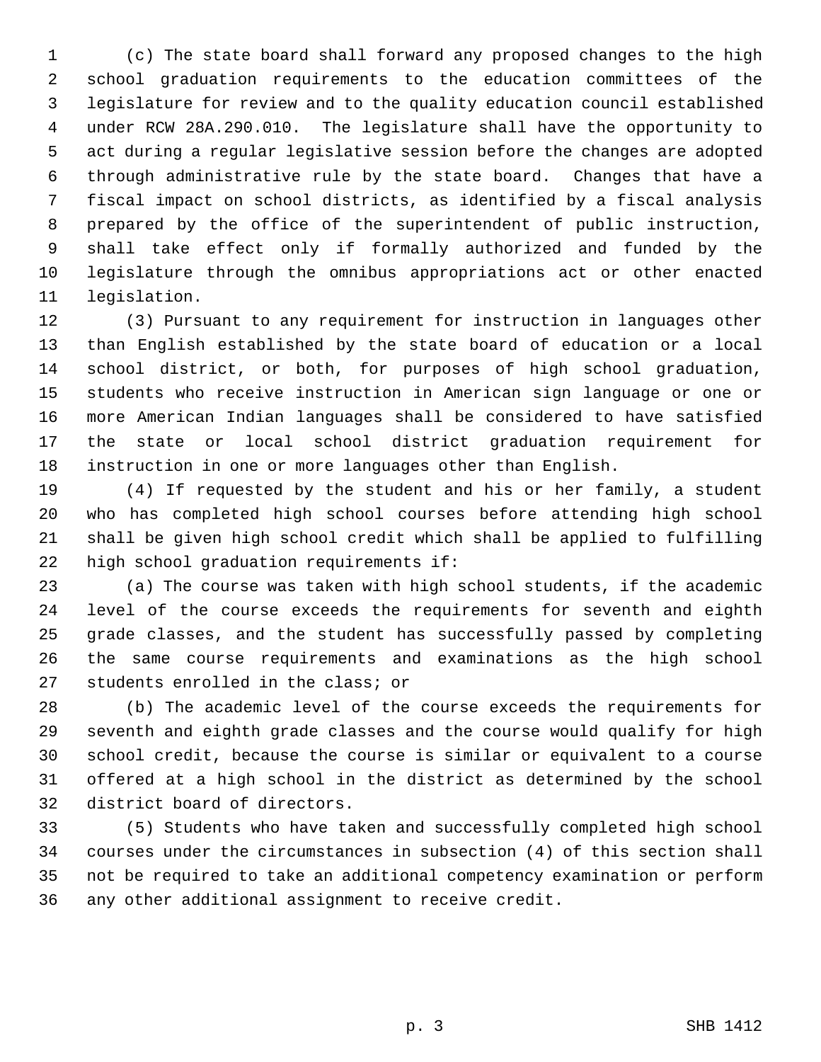(c) The state board shall forward any proposed changes to the high school graduation requirements to the education committees of the legislature for review and to the quality education council established under RCW 28A.290.010. The legislature shall have the opportunity to act during a regular legislative session before the changes are adopted through administrative rule by the state board. Changes that have a fiscal impact on school districts, as identified by a fiscal analysis prepared by the office of the superintendent of public instruction, shall take effect only if formally authorized and funded by the legislature through the omnibus appropriations act or other enacted legislation.

(3) Pursuant to any requirement for instruction in languages other than English established by the state board of education or a local school district, or both, for purposes of high school graduation, students who receive instruction in American sign language or one or more American Indian languages shall be considered to have satisfied the state or local school district graduation requirement for instruction in one or more languages other than English.

(4) If requested by the student and his or her family, a student who has completed high school courses before attending high school shall be given high school credit which shall be applied to fulfilling high school graduation requirements if:

(a) The course was taken with high school students, if the academic level of the course exceeds the requirements for seventh and eighth grade classes, and the student has successfully passed by completing the same course requirements and examinations as the high school students enrolled in the class; or

(b) The academic level of the course exceeds the requirements for seventh and eighth grade classes and the course would qualify for high school credit, because the course is similar or equivalent to a course offered at a high school in the district as determined by the school district board of directors.

(5) Students who have taken and successfully completed high school courses under the circumstances in subsection (4) of this section shall not be required to take an additional competency examination or perform any other additional assignment to receive credit.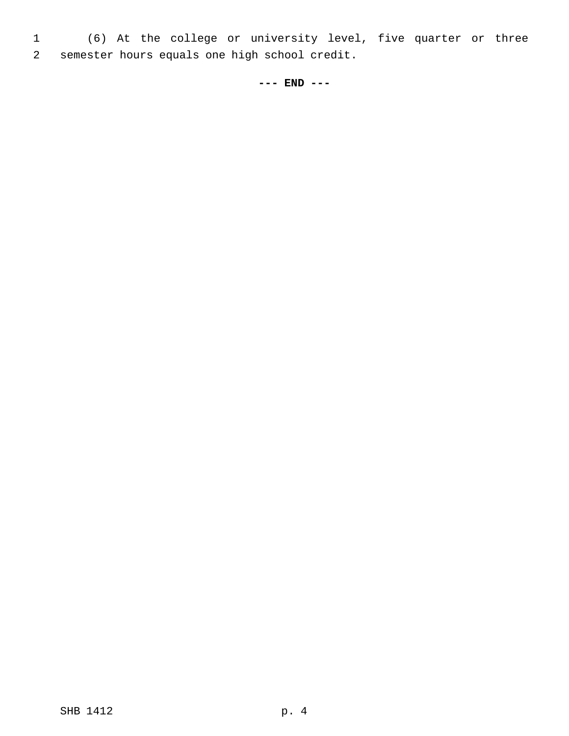(6) At the college or university level, five quarter or three semester hours equals one high school credit.

**--- END ---**